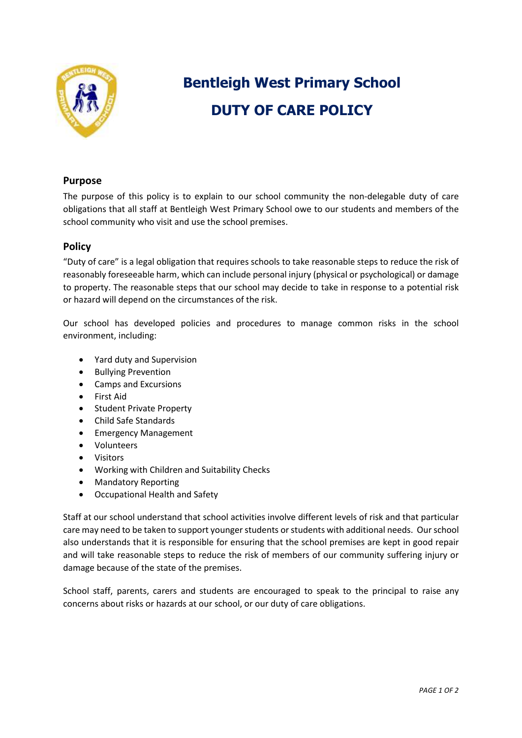# Bentleigh West Primary School

# DUTY OF CARE POLICY

## Purpose

The purpose of this policy is to explain to our school community the non-delegable duty of care obligations that all staff at Bentleigh West Primary School owe to our students and members of the school community who visit and use the school premises.

## Policy

"Duty of care" is a legal obligation that requires schools to take reasonable steps to reduce the risk of reasonably foreseeable harm, which can include personal injury (physical or psychological) or damage to property. The reasonable steps that our school may decide to take in response to a potential risk or hazard will depend on the circumstances of the risk.

Our school has developed policies and procedures to manage common risks in the school environment, including:

- Yard duty and Supervision
- Bullying Prevention
- Camps and Excursions
- First Aid
- Student Private Property
- Child Safe Standards
- Emergency Management
- Volunteers
- Visitors
- Working with Children and Suitability Checks
- Mandatory Reporting
- Occupational Health and Safety

Staff at our school understand that school activities involve different levels of risk and that particular care may need to be taken to support younger students or students with additional needs. Our school also understands that it is responsible for ensuring that the school premises are kept in good repair and will take reasonable steps to reduce the risk of members of our community suffering injury or damage because of the state of the premises.

School staff, parents, carers and students are encouraged to speak to the principal to raise any concerns about risks or hazards at our school, or our duty of care obligations.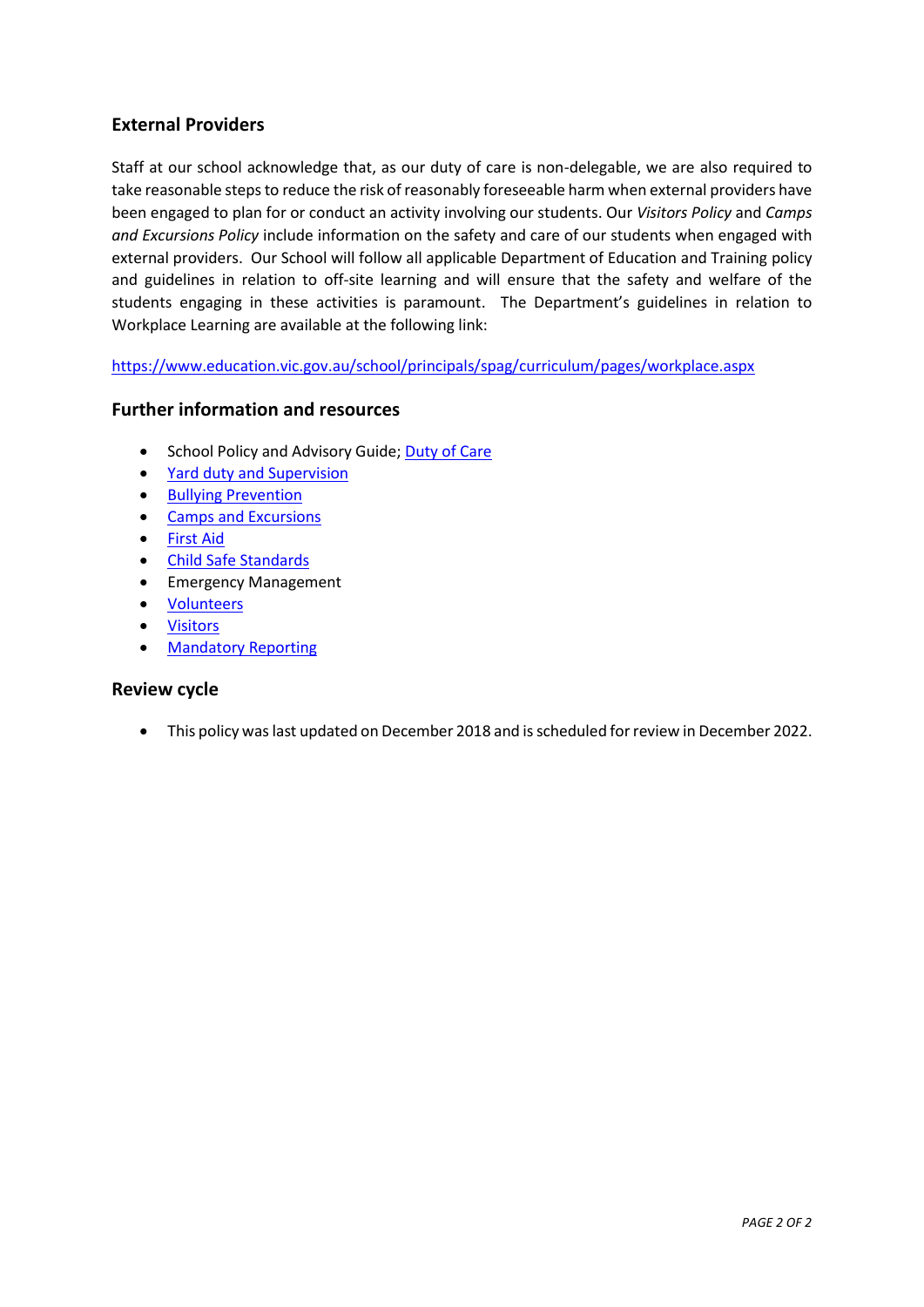## External Providers

Staff at our school acknowledge that, as our duty of care is non-delegable, we are also required to take reasonable steps to reduce the risk of reasonably foreseeable harm when external providers have been engaged to plan for or conduct an activity involving our students. Our *Visitors Policy* and *Camps and Excursions Policy* include information on the safety and care of our students when engaged with external providers. Our School will follow all applicable Department of Education and Training policy and guidelines in relation to off-site learning and will ensure that the safety and welfare of the students engaging in these activities is paramount. The Department's guidelines in relation to Workplace Learning are available at the following link:

https://www.education.vic.gov.au/school/principals/spag/curriculum/pages/workplace.aspx

## Further information and resources

- School Policy and Advisory Guide; Duty of Care
- Yard duty and Supervision
- Bullying Prevention
- Camps and Excursions
- First Aid
- Child Safe Standards
- Emergency Management
- Volunteers
- Visitors
- Mandatory Reporting

## Review cycle

- This policy was last updated on December 2018 and is scheduled for review in December 2022.